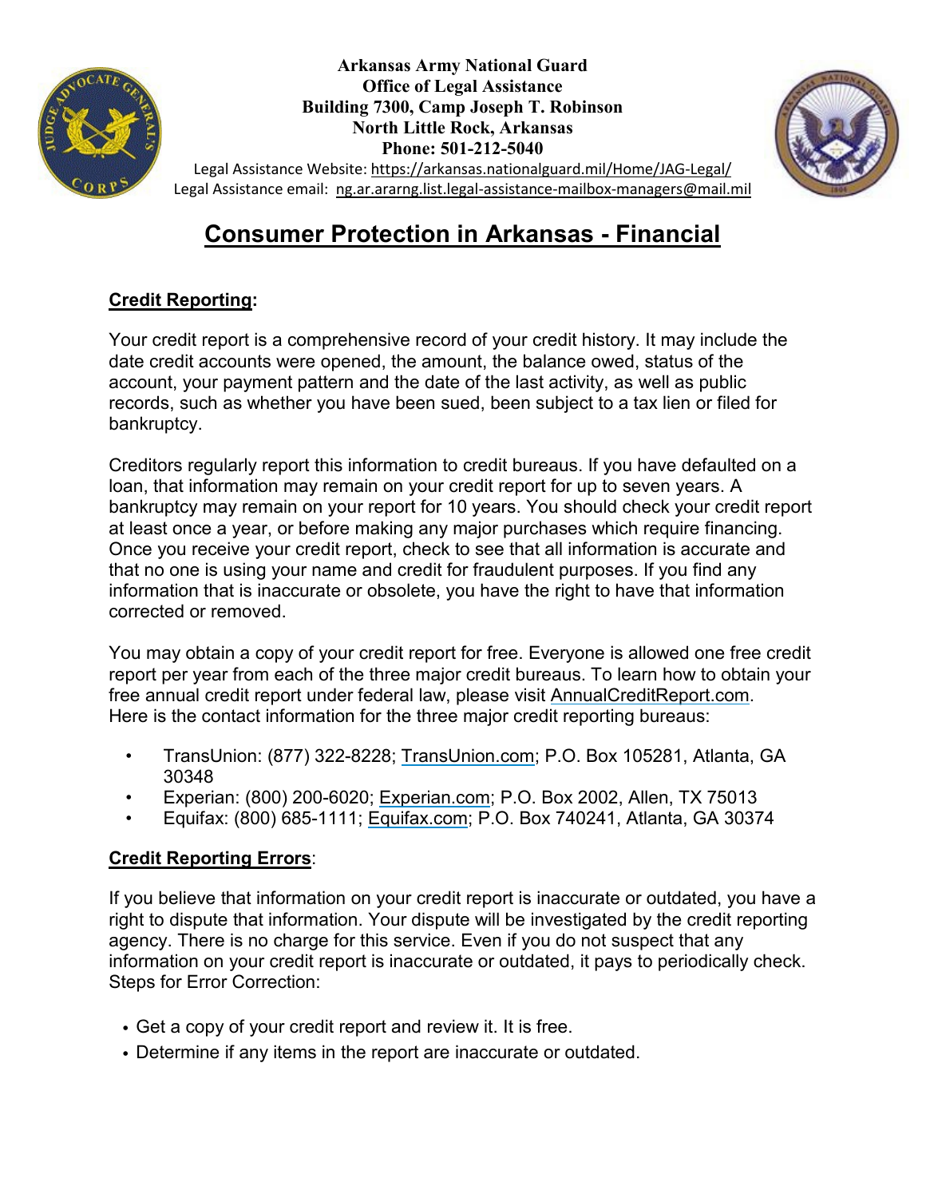**Arkansas Army National Guard**
**Office of Legal Assistance**
**Building 7300, Camp Joseph T. Robinson**
**North Little Rock, Arkansas**
**Phone: 501-212-5040**

Legal Assistance Website: https://arkansas.nationalguard.mil/Home/JAG-Legal/
Legal Assistance email: ng.ar.ararng.list.legal-assistance-mailbox-managers@mail.mil

# Consumer Protection in Arkansas - Financial

## Credit Reporting:

Your credit report is a comprehensive record of your credit history. It may include the date credit accounts were opened, the amount, the balance owed, status of the account, your payment pattern and the date of the last activity, as well as public records, such as whether you have been sued, been subject to a tax lien or filed for bankruptcy.

Creditors regularly report this information to credit bureaus. If you have defaulted on a loan, that information may remain on your credit report for up to seven years. A bankruptcy may remain on your report for 10 years. You should check your credit report at least once a year, or before making any major purchases which require financing. Once you receive your credit report, check to see that all information is accurate and that no one is using your name and credit for fraudulent purposes. If you find any information that is inaccurate or obsolete, you have the right to have that information corrected or removed.

You may obtain a copy of your credit report for free. Everyone is allowed one free credit report per year from each of the three major credit bureaus. To learn how to obtain your free annual credit report under federal law, please visit AnnualCreditReport.com. Here is the contact information for the three major credit reporting bureaus:

- TransUnion: (877) 322-8228; TransUnion.com; P.O. Box 105281, Atlanta, GA 30348
- Experian: (800) 200-6020; Experian.com; P.O. Box 2002, Allen, TX 75013
- Equifax: (800) 685-1111; Equifax.com; P.O. Box 740241, Atlanta, GA 30374

## Credit Reporting Errors:

If you believe that information on your credit report is inaccurate or outdated, you have a right to dispute that information. Your dispute will be investigated by the credit reporting agency. There is no charge for this service. Even if you do not suspect that any information on your credit report is inaccurate or outdated, it pays to periodically check. Steps for Error Correction:

- Get a copy of your credit report and review it. It is free.
- Determine if any items in the report are inaccurate or outdated.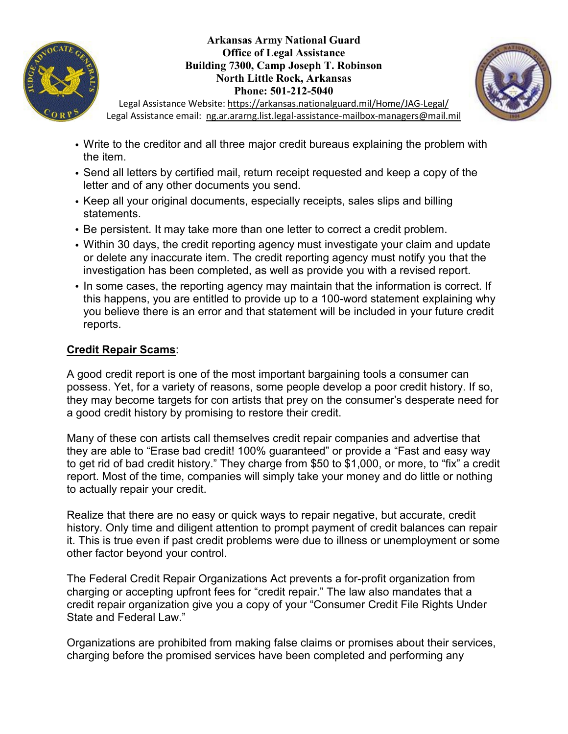- Write to the creditor and all three major credit bureaus explaining the problem with the item.
- Send all letters by certified mail, return receipt requested and keep a copy of the letter and of any other documents you send.
- Keep all your original documents, especially receipts, sales slips and billing statements.
- Be persistent. It may take more than one letter to correct a credit problem.
- Within 30 days, the credit reporting agency must investigate your claim and update or delete any inaccurate item. The credit reporting agency must notify you that the investigation has been completed, as well as provide you with a revised report.
- In some cases, the reporting agency may maintain that the information is correct. If this happens, you are entitled to provide up to a 100-word statement explaining why you believe there is an error and that statement will be included in your future credit reports.

**Credit Repair Scams**:

A good credit report is one of the most important bargaining tools a consumer can possess. Yet, for a variety of reasons, some people develop a poor credit history. If so, they may become targets for con artists that prey on the consumer's desperate need for a good credit history by promising to restore their credit.

Many of these con artists call themselves credit repair companies and advertise that they are able to "Erase bad credit! 100% guaranteed" or provide a "Fast and easy way to get rid of bad credit history." They charge from $50 to $1,000, or more, to "fix" a credit report. Most of the time, companies will simply take your money and do little or nothing to actually repair your credit.

Realize that there are no easy or quick ways to repair negative, but accurate, credit history. Only time and diligent attention to prompt payment of credit balances can repair it. This is true even if past credit problems were due to illness or unemployment or some other factor beyond your control.

The Federal Credit Repair Organizations Act prevents a for-profit organization from charging or accepting upfront fees for "credit repair." The law also mandates that a credit repair organization give you a copy of your "Consumer Credit File Rights Under State and Federal Law."

Organizations are prohibited from making false claims or promises about their services, charging before the promised services have been completed and performing any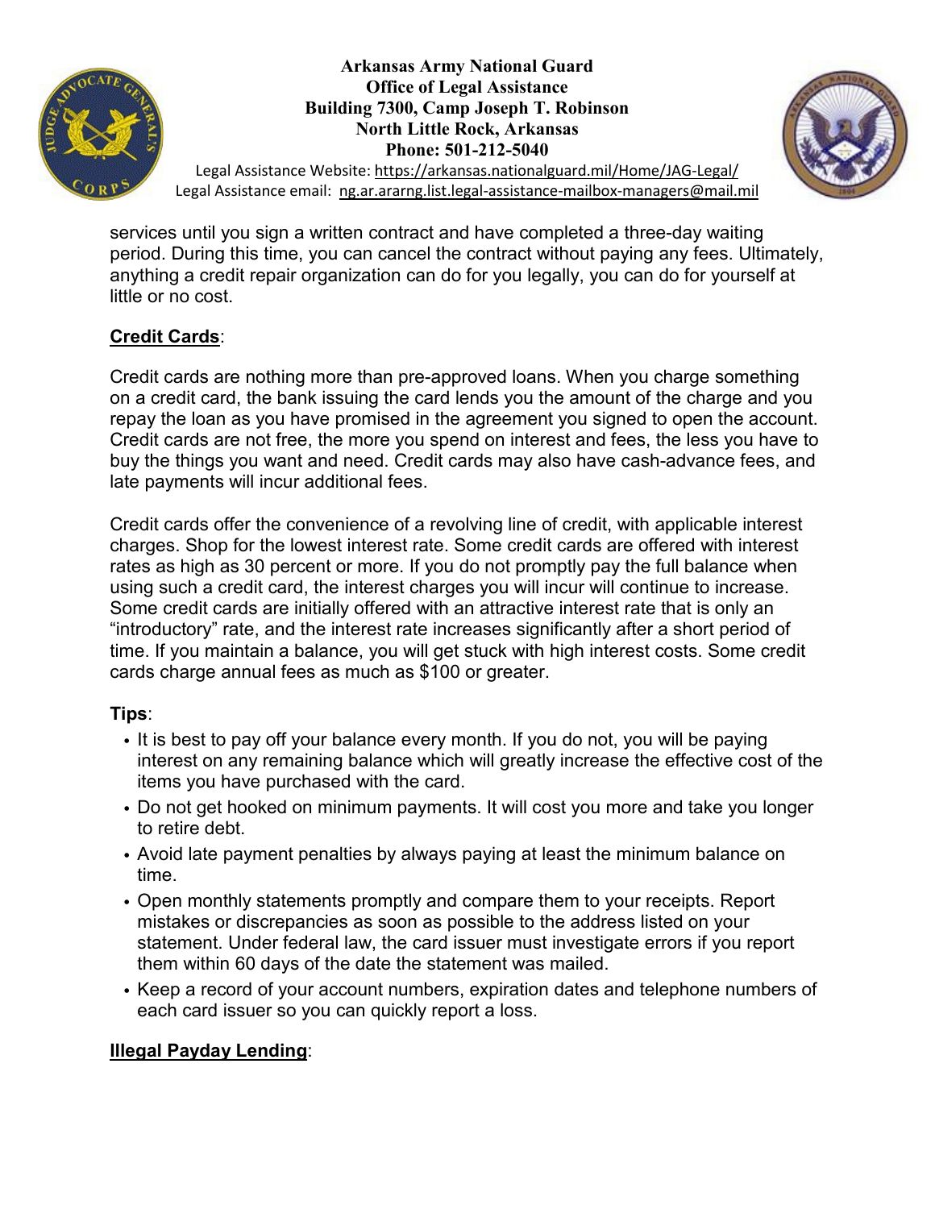services until you sign a written contract and have completed a three-day waiting period. During this time, you can cancel the contract without paying any fees. Ultimately, anything a credit repair organization can do for you legally, you can do for yourself at little or no cost.

## Credit Cards:

Credit cards are nothing more than pre-approved loans. When you charge something on a credit card, the bank issuing the card lends you the amount of the charge and you repay the loan as you have promised in the agreement you signed to open the account. Credit cards are not free, the more you spend on interest and fees, the less you have to buy the things you want and need. Credit cards may also have cash-advance fees, and late payments will incur additional fees.

Credit cards offer the convenience of a revolving line of credit, with applicable interest charges. Shop for the lowest interest rate. Some credit cards are offered with interest rates as high as 30 percent or more. If you do not promptly pay the full balance when using such a credit card, the interest charges you will incur will continue to increase. Some credit cards are initially offered with an attractive interest rate that is only an "introductory" rate, and the interest rate increases significantly after a short period of time. If you maintain a balance, you will get stuck with high interest costs. Some credit cards charge annual fees as much as $100 or greater.

**Tips**:

- It is best to pay off your balance every month. If you do not, you will be paying interest on any remaining balance which will greatly increase the effective cost of the items you have purchased with the card.
- Do not get hooked on minimum payments. It will cost you more and take you longer to retire debt.
- Avoid late payment penalties by always paying at least the minimum balance on time.
- Open monthly statements promptly and compare them to your receipts. Report mistakes or discrepancies as soon as possible to the address listed on your statement. Under federal law, the card issuer must investigate errors if you report them within 60 days of the date the statement was mailed.
- Keep a record of your account numbers, expiration dates and telephone numbers of each card issuer so you can quickly report a loss.

## Illegal Payday Lending: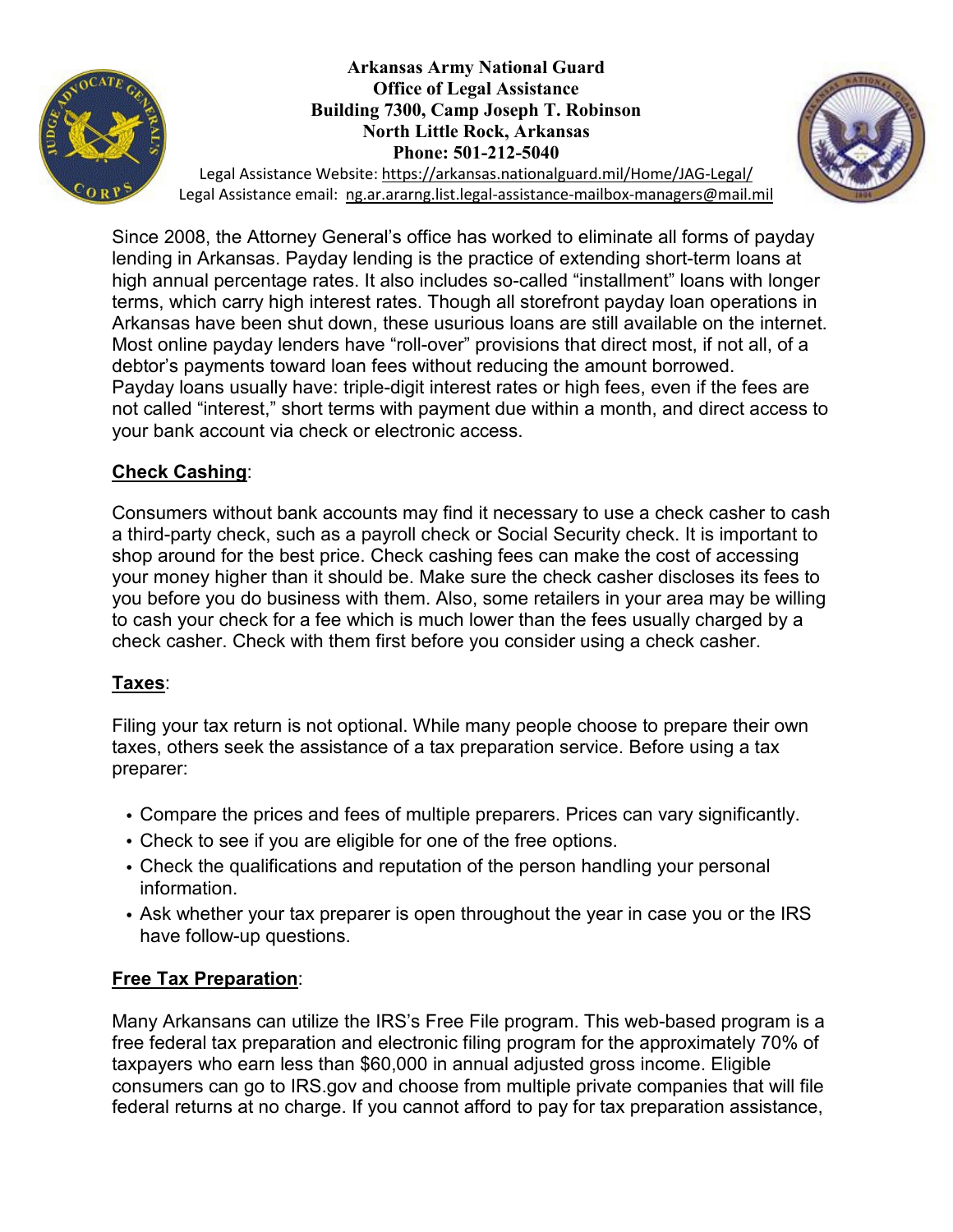**Arkansas Army National Guard**
**Office of Legal Assistance**
**Building 7300, Camp Joseph T. Robinson**
**North Little Rock, Arkansas**
**Phone: 501-212-5040**

Legal Assistance Website: https://arkansas.nationalguard.mil/Home/JAG-Legal/
Legal Assistance email: ng.ar.ararng.list.legal-assistance-mailbox-managers@mail.mil

Since 2008, the Attorney General's office has worked to eliminate all forms of payday lending in Arkansas. Payday lending is the practice of extending short-term loans at high annual percentage rates. It also includes so-called "installment" loans with longer terms, which carry high interest rates. Though all storefront payday loan operations in Arkansas have been shut down, these usurious loans are still available on the internet. Most online payday lenders have "roll-over" provisions that direct most, if not all, of a debtor's payments toward loan fees without reducing the amount borrowed.
Payday loans usually have: triple-digit interest rates or high fees, even if the fees are not called "interest," short terms with payment due within a month, and direct access to your bank account via check or electronic access.

**Check Cashing**:

Consumers without bank accounts may find it necessary to use a check casher to cash a third-party check, such as a payroll check or Social Security check. It is important to shop around for the best price. Check cashing fees can make the cost of accessing your money higher than it should be. Make sure the check casher discloses its fees to you before you do business with them. Also, some retailers in your area may be willing to cash your check for a fee which is much lower than the fees usually charged by a check casher. Check with them first before you consider using a check casher.

**Taxes**:

Filing your tax return is not optional. While many people choose to prepare their own taxes, others seek the assistance of a tax preparation service. Before using a tax preparer:

- Compare the prices and fees of multiple preparers. Prices can vary significantly.
- Check to see if you are eligible for one of the free options.
- Check the qualifications and reputation of the person handling your personal information.
- Ask whether your tax preparer is open throughout the year in case you or the IRS have follow-up questions.

**Free Tax Preparation**:

Many Arkansans can utilize the IRS's Free File program. This web-based program is a free federal tax preparation and electronic filing program for the approximately 70% of taxpayers who earn less than $60,000 in annual adjusted gross income. Eligible consumers can go to IRS.gov and choose from multiple private companies that will file federal returns at no charge. If you cannot afford to pay for tax preparation assistance,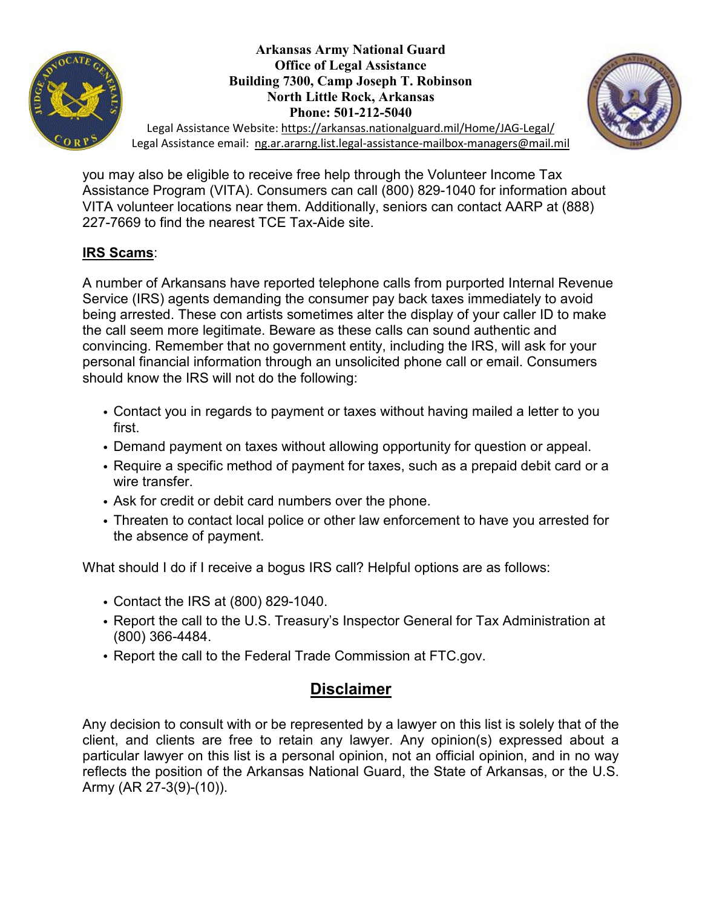you may also be eligible to receive free help through the Volunteer Income Tax Assistance Program (VITA). Consumers can call (800) 829-1040 for information about VITA volunteer locations near them. Additionally, seniors can contact AARP at (888) 227-7669 to find the nearest TCE Tax-Aide site.

**IRS Scams**:

A number of Arkansans have reported telephone calls from purported Internal Revenue Service (IRS) agents demanding the consumer pay back taxes immediately to avoid being arrested. These con artists sometimes alter the display of your caller ID to make the call seem more legitimate. Beware as these calls can sound authentic and convincing. Remember that no government entity, including the IRS, will ask for your personal financial information through an unsolicited phone call or email. Consumers should know the IRS will not do the following:

- Contact you in regards to payment or taxes without having mailed a letter to you first.
- Demand payment on taxes without allowing opportunity for question or appeal.
- Require a specific method of payment for taxes, such as a prepaid debit card or a wire transfer.
- Ask for credit or debit card numbers over the phone.
- Threaten to contact local police or other law enforcement to have you arrested for the absence of payment.

What should I do if I receive a bogus IRS call? Helpful options are as follows:

- Contact the IRS at (800) 829-1040.
- Report the call to the U.S. Treasury's Inspector General for Tax Administration at (800) 366-4484.
- Report the call to the Federal Trade Commission at FTC.gov.

## Disclaimer

Any decision to consult with or be represented by a lawyer on this list is solely that of the client, and clients are free to retain any lawyer. Any opinion(s) expressed about a particular lawyer on this list is a personal opinion, not an official opinion, and in no way reflects the position of the Arkansas National Guard, the State of Arkansas, or the U.S. Army (AR 27-3(9)-(10)).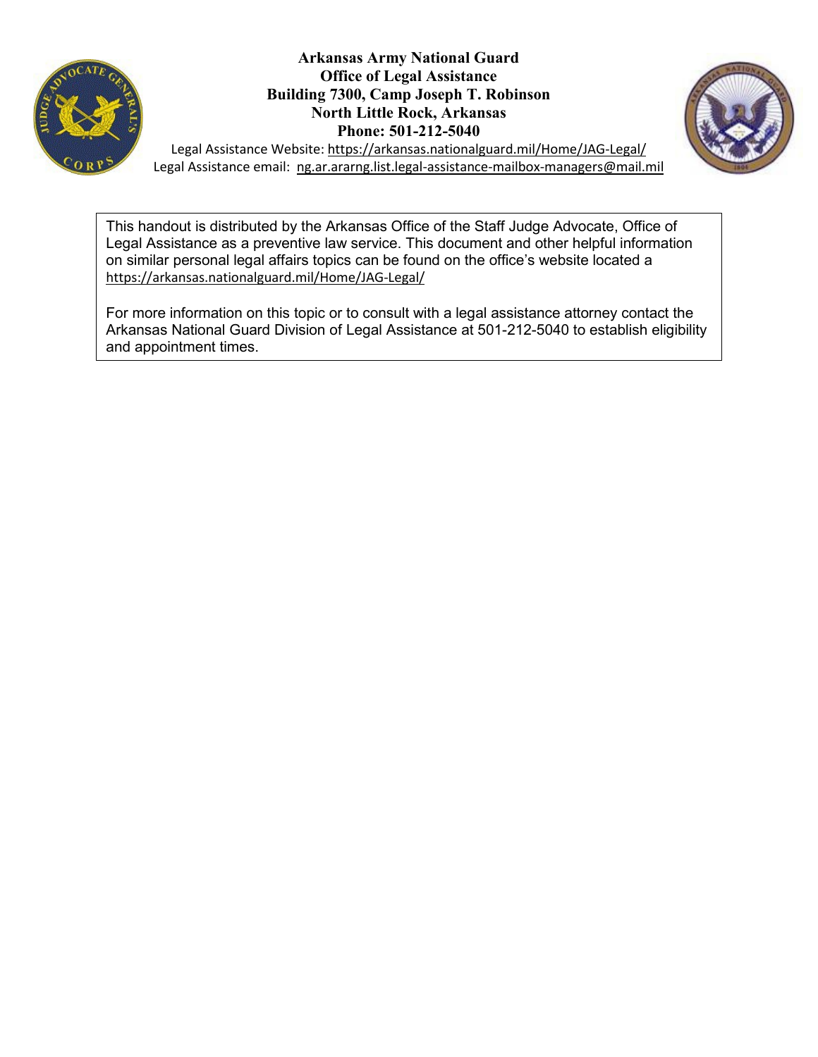**Arkansas Army National Guard**
**Office of Legal Assistance**
**Building 7300, Camp Joseph T. Robinson**
**North Little Rock, Arkansas**
**Phone: 501-212-5040**

Legal Assistance Website: https://arkansas.nationalguard.mil/Home/JAG-Legal/
Legal Assistance email: ng.ar.ararng.list.legal-assistance-mailbox-managers@mail.mil

This handout is distributed by the Arkansas Office of the Staff Judge Advocate, Office of Legal Assistance as a preventive law service. This document and other helpful information on similar personal legal affairs topics can be found on the office's website located a https://arkansas.nationalguard.mil/Home/JAG-Legal/

For more information on this topic or to consult with a legal assistance attorney contact the Arkansas National Guard Division of Legal Assistance at 501-212-5040 to establish eligibility and appointment times.